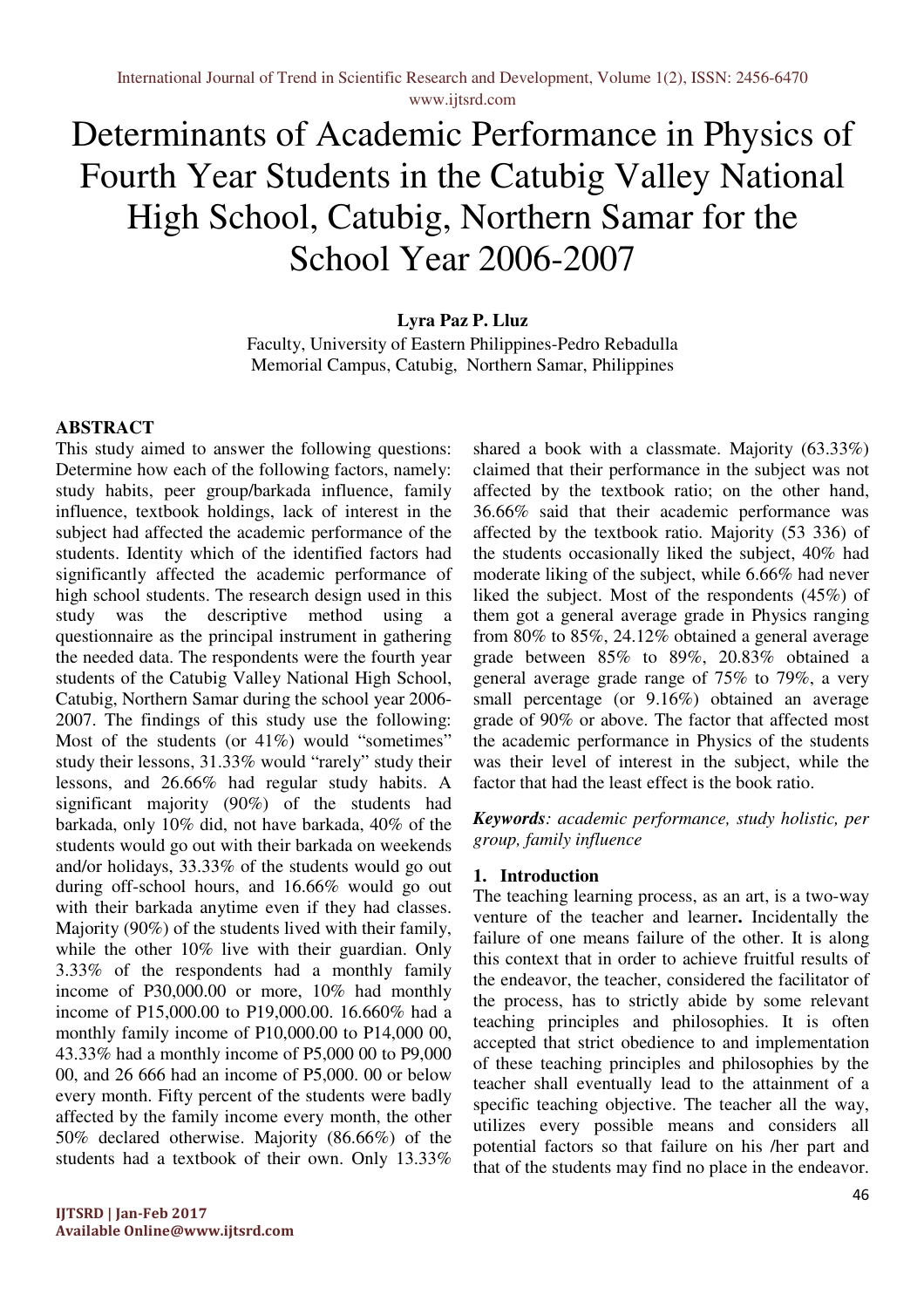# Determinants of Academic Performance in Physics of Fourth Year Students in the Catubig Valley National High School, Catubig, Northern Samar for the School Year 2006-2007

**Lyra Paz P. Lluz**

Faculty, University of Eastern Philippines-Pedro Rebadulla Memorial Campus, Catubig, Northern Samar, Philippines

## ABSTRACT

This study aimed to answer the following questions: Determine how each of the following factors, namely: study habits, peer group/barkada influence, family influence, textbook holdings, lack of interest in the subject had affected the academic performance of the students. Identity which of the identified factors had significantly affected the academic performance of high school students. The research design used in this study was the descriptive method using a questionnaire as the principal instrument in gathering the needed data. The respondents were the fourth year students of the Catubig Valley National High School, Catubig, Northern Samar during the school year 2006-2007. The findings of this study use the following: Most of the students (or 41%) would "sometimes" study their lessons, 31.33% would "rarely" study their lessons, and 26.66% had regular study habits. A significant majority (90%) of the students had barkada, only 10% did, not have barkada, 40% of the students would go out with their barkada on weekends and/or holidays, 33.33% of the students would go out during off-school hours, and 16.66% would go out with their barkada anytime even if they had classes. Majority (90%) of the students lived with their family, while the other 10% live with their guardian. Only 3.33% of the respondents had a monthly family income of P30,000.00 or more, 10% had monthly income of P15,000.00 to P19,000.00. 16.660% had a monthly family income of P10,000.00 to P14,000 00, 43.33% had a monthly income of P5,000 00 to P9,000 00, and 26 666 had an income of P5,000. 00 or below every month. Fifty percent of the students were badly affected by the family income every month, the other 50% declared otherwise. Majority (86.66%) of the students had a textbook of their own. Only 13.33% shared a book with a classmate. Majority (63.33%) claimed that their performance in the subject was not affected by the textbook ratio; on the other hand, 36.66% said that their academic performance was affected by the textbook ratio. Majority (53 336) of the students occasionally liked the subject, 40% had moderate liking of the subject, while 6.66% had never liked the subject. Most of the respondents (45%) of them got a general average grade in Physics ranging from 80% to 85%, 24.12% obtained a general average grade between 85% to 89%, 20.83% obtained a general average grade range of 75% to 79%, a very small percentage (or 9.16%) obtained an average grade of 90% or above. The factor that affected most the academic performance in Physics of the students was their level of interest in the subject, while the factor that had the least effect is the book ratio.

***Keywords**: academic performance, study holistic, per group, family influence*

## 1. Introduction

The teaching learning process, as an art, is a two-way venture of the teacher and learner**.** Incidentally the failure of one means failure of the other. It is along this context that in order to achieve fruitful results of the endeavor, the teacher, considered the facilitator of the process, has to strictly abide by some relevant teaching principles and philosophies. It is often accepted that strict obedience to and implementation of these teaching principles and philosophies by the teacher shall eventually lead to the attainment of a specific teaching objective. The teacher all the way, utilizes every possible means and considers all potential factors so that failure on his /her part and that of the students may find no place in the endeavor.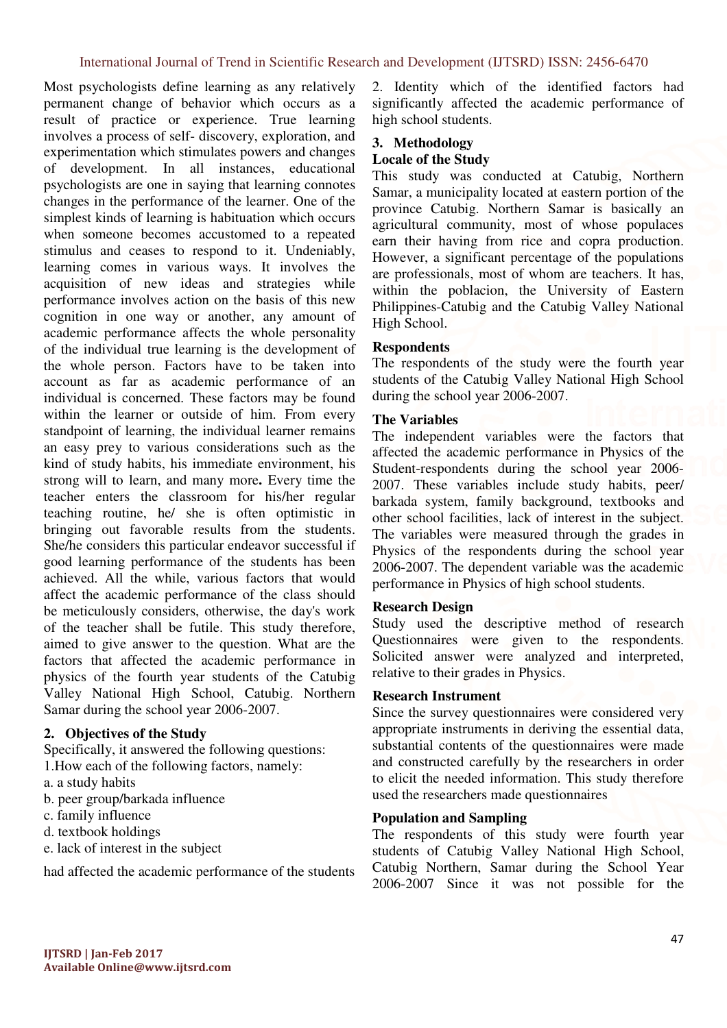Most psychologists define learning as any relatively permanent change of behavior which occurs as a result of practice or experience. True learning involves a process of self- discovery, exploration, and experimentation which stimulates powers and changes of development. In all instances, educational psychologists are one in saying that learning connotes changes in the performance of the learner. One of the simplest kinds of learning is habituation which occurs when someone becomes accustomed to a repeated stimulus and ceases to respond to it. Undeniably, learning comes in various ways. It involves the acquisition of new ideas and strategies while performance involves action on the basis of this new cognition in one way or another, any amount of academic performance affects the whole personality of the individual true learning is the development of the whole person. Factors have to be taken into account as far as academic performance of an individual is concerned. These factors may be found within the learner or outside of him. From every standpoint of learning, the individual learner remains an easy prey to various considerations such as the kind of study habits, his immediate environment, his strong will to learn, and many more**.** Every time the teacher enters the classroom for his/her regular teaching routine, he/ she is often optimistic in bringing out favorable results from the students. She/he considers this particular endeavor successful if good learning performance of the students has been achieved. All the while, various factors that would affect the academic performance of the class should be meticulously considers, otherwise, the day's work of the teacher shall be futile. This study therefore, aimed to give answer to the question. What are the factors that affected the academic performance in physics of the fourth year students of the Catubig Valley National High School, Catubig. Northern Samar during the school year 2006-2007.

## 2. Objectives of the Study

Specifically, it answered the following questions:

1.How each of the following factors, namely:

a. a study habits

b. peer group/barkada influence

c. family influence

d. textbook holdings

e. lack of interest in the subject

had affected the academic performance of the students

2. Identity which of the identified factors had significantly affected the academic performance of high school students.

## 3. Methodology

### Locale of the Study

This study was conducted at Catubig, Northern Samar, a municipality located at eastern portion of the province Catubig. Northern Samar is basically an agricultural community, most of whose populaces earn their having from rice and copra production. However, a significant percentage of the populations are professionals, most of whom are teachers. It has, within the poblacion, the University of Eastern Philippines-Catubig and the Catubig Valley National High School.

### Respondents

The respondents of the study were the fourth year students of the Catubig Valley National High School during the school year 2006-2007.

### The Variables

The independent variables were the factors that affected the academic performance in Physics of the Student-respondents during the school year 2006-2007. These variables include study habits, peer/ barkada system, family background, textbooks and other school facilities, lack of interest in the subject. The variables were measured through the grades in Physics of the respondents during the school year 2006-2007. The dependent variable was the academic performance in Physics of high school students.

### Research Design

Study used the descriptive method of research Questionnaires were given to the respondents. Solicited answer were analyzed and interpreted, relative to their grades in Physics.

### Research Instrument

Since the survey questionnaires were considered very appropriate instruments in deriving the essential data, substantial contents of the questionnaires were made and constructed carefully by the researchers in order to elicit the needed information. This study therefore used the researchers made questionnaires

### Population and Sampling

The respondents of this study were fourth year students of Catubig Valley National High School, Catubig Northern, Samar during the School Year 2006-2007 Since it was not possible for the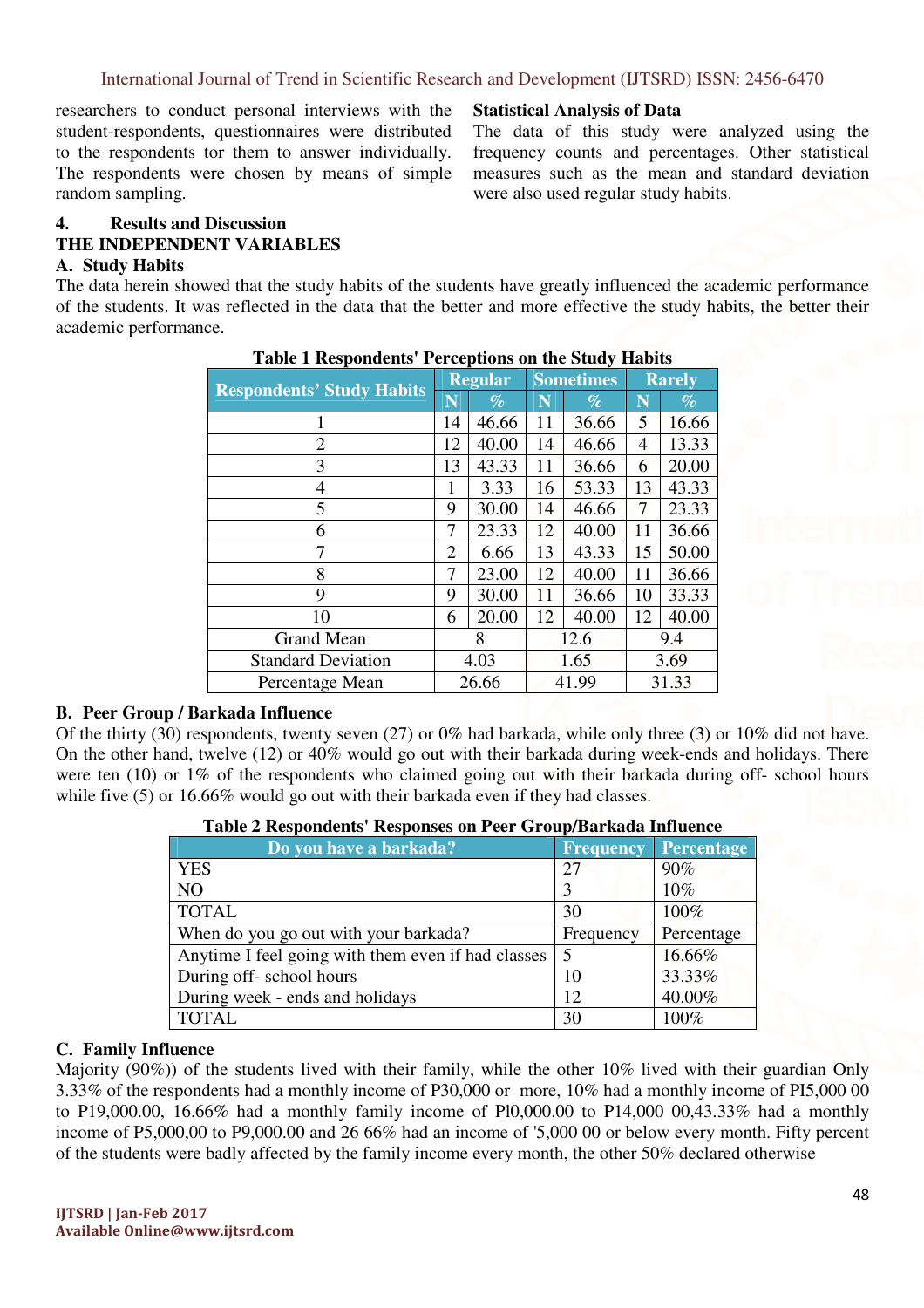researchers to conduct personal interviews with the student-respondents, questionnaires were distributed to the respondents tor them to answer individually. The respondents were chosen by means of simple random sampling.

**Statistical Analysis of Data**

The data of this study were analyzed using the frequency counts and percentages. Other statistical measures such as the mean and standard deviation were also used regular study habits.

## 4. Results and Discussion

### THE INDEPENDENT VARIABLES

### A. Study Habits

The data herein showed that the study habits of the students have greatly influenced the academic performance of the students. It was reflected in the data that the better and more effective the study habits, the better their academic performance.

**Table 1 Respondents' Perceptions on the Study Habits**

| Respondents' Study Habits | Regular | | Sometimes | | Rarely | |
|---|---|---|---|---|---|---|
| | N | % | N | % | N | % |
| 1 | 14 | 46.66 | 11 | 36.66 | 5 | 16.66 |
| 2 | 12 | 40.00 | 14 | 46.66 | 4 | 13.33 |
| 3 | 13 | 43.33 | 11 | 36.66 | 6 | 20.00 |
| 4 | 1 | 3.33 | 16 | 53.33 | 13 | 43.33 |
| 5 | 9 | 30.00 | 14 | 46.66 | 7 | 23.33 |
| 6 | 7 | 23.33 | 12 | 40.00 | 11 | 36.66 |
| 7 | 2 | 6.66 | 13 | 43.33 | 15 | 50.00 |
| 8 | 7 | 23.00 | 12 | 40.00 | 11 | 36.66 |
| 9 | 9 | 30.00 | 11 | 36.66 | 10 | 33.33 |
| 10 | 6 | 20.00 | 12 | 40.00 | 12 | 40.00 |
| Grand Mean | 8 | | 12.6 | | 9.4 | |
| Standard Deviation | 4.03 | | 1.65 | | 3.69 | |
| Percentage Mean | 26.66 | | 41.99 | | 31.33 | |

### B. Peer Group / Barkada Influence

Of the thirty (30) respondents, twenty seven (27) or 0% had barkada, while only three (3) or 10% did not have. On the other hand, twelve (12) or 40% would go out with their barkada during week-ends and holidays. There were ten (10) or 1% of the respondents who claimed going out with their barkada during off- school hours while five (5) or 16.66% would go out with their barkada even if they had classes.

**Table 2 Respondents' Responses on Peer Group/Barkada Influence**

| Do you have a barkada? | Frequency | Percentage |
|---|---|---|
| YES | 27 | 90% |
| NO | 3 | 10% |
| TOTAL | 30 | 100% |
| When do you go out with your barkada? | Frequency | Percentage |
| Anytime I feel going with them even if had classes | 5 | 16.66% |
| During off- school hours | 10 | 33.33% |
| During week - ends and holidays | 12 | 40.00% |
| TOTAL | 30 | 100% |

### C. Family Influence

Majority (90%)) of the students lived with their family, while the other 10% lived with their guardian Only 3.33% of the respondents had a monthly income of P30,000 or more, 10% had a monthly income of PI5,000 00 to P19,000.00, 16.66% had a monthly family income of Pl0,000.00 to P14,000 00,43.33% had a monthly income of P5,000,00 to P9,000.00 and 26 66% had an income of '5,000 00 or below every month. Fifty percent of the students were badly affected by the family income every month, the other 50% declared otherwise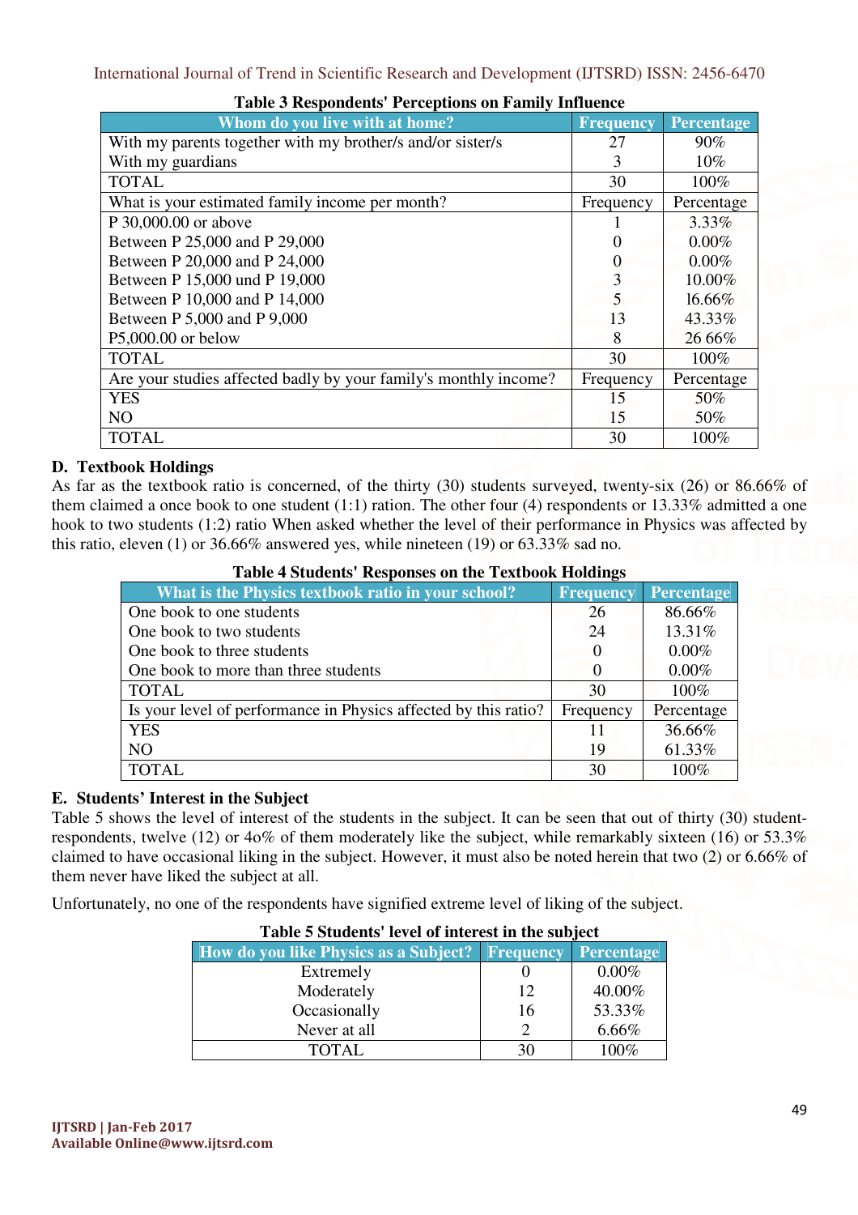**Table 3 Respondents' Perceptions on Family Influence**

| Whom do you live with at home? | Frequency | Percentage |
|---|---|---|
| With my parents together with my brother/s and/or sister/s | 27 | 90% |
| With my guardians | 3 | 10% |
| TOTAL | 30 | 100% |
| What is your estimated family income per month? | Frequency | Percentage |
| P 30,000.00 or above | 1 | 3.33% |
| Between P 25,000 and P 29,000 | 0 | 0.00% |
| Between P 20,000 and P 24,000 | 0 | 0.00% |
| Between P 15,000 und P 19,000 | 3 | 10.00% |
| Between P 10,000 and P 14,000 | 5 | 16.66% |
| Between P 5,000 and P 9,000 | 13 | 43.33% |
| P5,000.00 or below | 8 | 26 66% |
| TOTAL | 30 | 100% |
| Are your studies affected badly by your family's monthly income? | Frequency | Percentage |
| YES | 15 | 50% |
| NO | 15 | 50% |
| TOTAL | 30 | 100% |

## D. Textbook Holdings

As far as the textbook ratio is concerned, of the thirty (30) students surveyed, twenty-six (26) or 86.66% of them claimed a once book to one student (1:1) ration. The other four (4) respondents or 13.33% admitted a one hook to two students (1:2) ratio When asked whether the level of their performance in Physics was affected by this ratio, eleven (1) or 36.66% answered yes, while nineteen (19) or 63.33% sad no.

**Table 4 Students' Responses on the Textbook Holdings**

| What is the Physics textbook ratio in your school? | Frequency | Percentage |
|---|---|---|
| One book to one students | 26 | 86.66% |
| One book to two students | 24 | 13.31% |
| One book to three students | 0 | 0.00% |
| One book to more than three students | 0 | 0.00% |
| TOTAL | 30 | 100% |
| Is your level of performance in Physics affected by this ratio? | Frequency | Percentage |
| YES | 11 | 36.66% |
| NO | 19 | 61.33% |
| TOTAL | 30 | 100% |

## E. Students' Interest in the Subject

Table 5 shows the level of interest of the students in the subject. It can be seen that out of thirty (30) student-respondents, twelve (12) or 4o% of them moderately like the subject, while remarkably sixteen (16) or 53.3% claimed to have occasional liking in the subject. However, it must also be noted herein that two (2) or 6.66% of them never have liked the subject at all.

Unfortunately, no one of the respondents have signified extreme level of liking of the subject.

**Table 5 Students' level of interest in the subject**

| How do you like Physics as a Subject? | Frequency | Percentage |
|---|---|---|
| Extremely | 0 | 0.00% |
| Moderately | 12 | 40.00% |
| Occasionally | 16 | 53.33% |
| Never at all | 2 | 6.66% |
| TOTAL | 30 | 100% |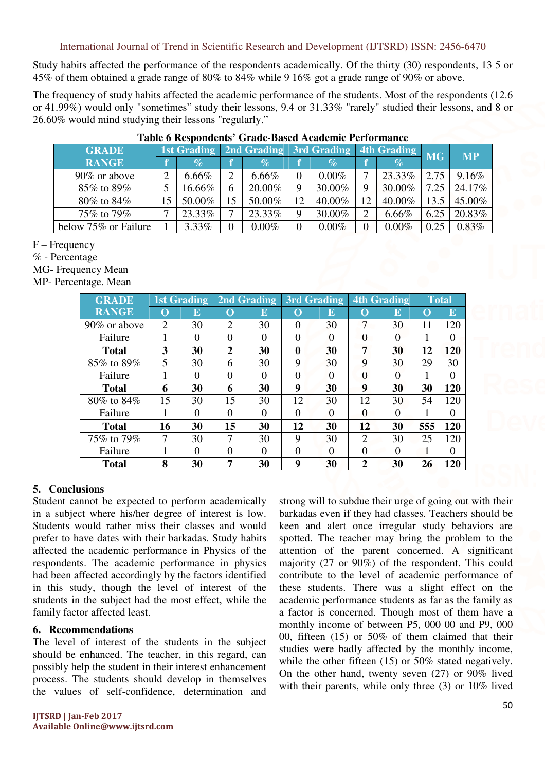Study habits affected the performance of the respondents academically. Of the thirty (30) respondents, 13 5 or 45% of them obtained a grade range of 80% to 84% while 9 16% got a grade range of 90% or above.

The frequency of study habits affected the academic performance of the students. Most of the respondents (12.6 or 41.99%) would only "sometimes" study their lessons, 9.4 or 31.33% "rarely" studied their lessons, and 8 or 26.60% would mind studying their lessons "regularly."

**Table 6 Respondents' Grade-Based Academic Performance**

| GRADE RANGE | 1st Grading | | 2nd Grading | | 3rd Grading | | 4th Grading | | MG | MP |
|---|---|---|---|---|---|---|---|---|---|---|
| | f | % | f | % | f | % | f | % | | |
| 90% or above | 2 | 6.66% | 2 | 6.66% | 0 | 0.00% | 7 | 23.33% | 2.75 | 9.16% |
| 85% to 89% | 5 | 16.66% | 6 | 20.00% | 9 | 30.00% | 9 | 30.00% | 7.25 | 24.17% |
| 80% to 84% | 15 | 50.00% | 15 | 50.00% | 12 | 40.00% | 12 | 40.00% | 13.5 | 45.00% |
| 75% to 79% | 7 | 23.33% | 7 | 23.33% | 9 | 30.00% | 2 | 6.66% | 6.25 | 20.83% |
| below 75% or Failure | 1 | 3.33% | 0 | 0.00% | 0 | 0.00% | 0 | 0.00% | 0.25 | 0.83% |

F – Frequency
% - Percentage
MG- Frequency Mean
MP- Percentage. Mean

| GRADE RANGE | 1st Grading | | 2nd Grading | | 3rd Grading | | 4th Grading | | Total | |
|---|---|---|---|---|---|---|---|---|---|---|
| | O | E | O | E | O | E | O | E | O | E |
| 90% or above | 2 | 30 | 2 | 30 | 0 | 30 | 7 | 30 | 11 | 120 |
| Failure | 1 | 0 | 0 | 0 | 0 | 0 | 0 | 0 | 1 | 0 |
| **Total** | **3** | **30** | **2** | **30** | **0** | **30** | **7** | **30** | **12** | **120** |
| 85% to 89% | 5 | 30 | 6 | 30 | 9 | 30 | 9 | 30 | 29 | 30 |
| Failure | 1 | 0 | 0 | 0 | 0 | 0 | 0 | 0 | 1 | 0 |
| **Total** | **6** | **30** | **6** | **30** | **9** | **30** | **9** | **30** | **30** | **120** |
| 80% to 84% | 15 | 30 | 15 | 30 | 12 | 30 | 12 | 30 | 54 | 120 |
| Failure | 1 | 0 | 0 | 0 | 0 | 0 | 0 | 0 | 1 | 0 |
| **Total** | **16** | **30** | **15** | **30** | **12** | **30** | **12** | **30** | **555** | **120** |
| 75% to 79% | 7 | 30 | 7 | 30 | 9 | 30 | 2 | 30 | 25 | 120 |
| Failure | 1 | 0 | 0 | 0 | 0 | 0 | 0 | 0 | 1 | 0 |
| **Total** | **8** | **30** | **7** | **30** | **9** | **30** | **2** | **30** | **26** | **120** |

## 5. Conclusions

Student cannot be expected to perform academically in a subject where his/her degree of interest is low. Students would rather miss their classes and would prefer to have dates with their barkadas. Study habits affected the academic performance in Physics of the respondents. The academic performance in physics had been affected accordingly by the factors identified in this study, though the level of interest of the students in the subject had the most effect, while the family factor affected least.

## 6. Recommendations

The level of interest of the students in the subject should be enhanced. The teacher, in this regard, can possibly help the student in their interest enhancement process. The students should develop in themselves the values of self-confidence, determination and strong will to subdue their urge of going out with their barkadas even if they had classes. Teachers should be keen and alert once irregular study behaviors are spotted. The teacher may bring the problem to the attention of the parent concerned. A significant majority (27 or 90%) of the respondent. This could contribute to the level of academic performance of these students. There was a slight effect on the academic performance students as far as the family as a factor is concerned. Though most of them have a monthly income of between P5, 000 00 and P9, 000 00, fifteen (15) or 50% of them claimed that their studies were badly affected by the monthly income, while the other fifteen (15) or 50% stated negatively. On the other hand, twenty seven (27) or 90% lived with their parents, while only three (3) or 10% lived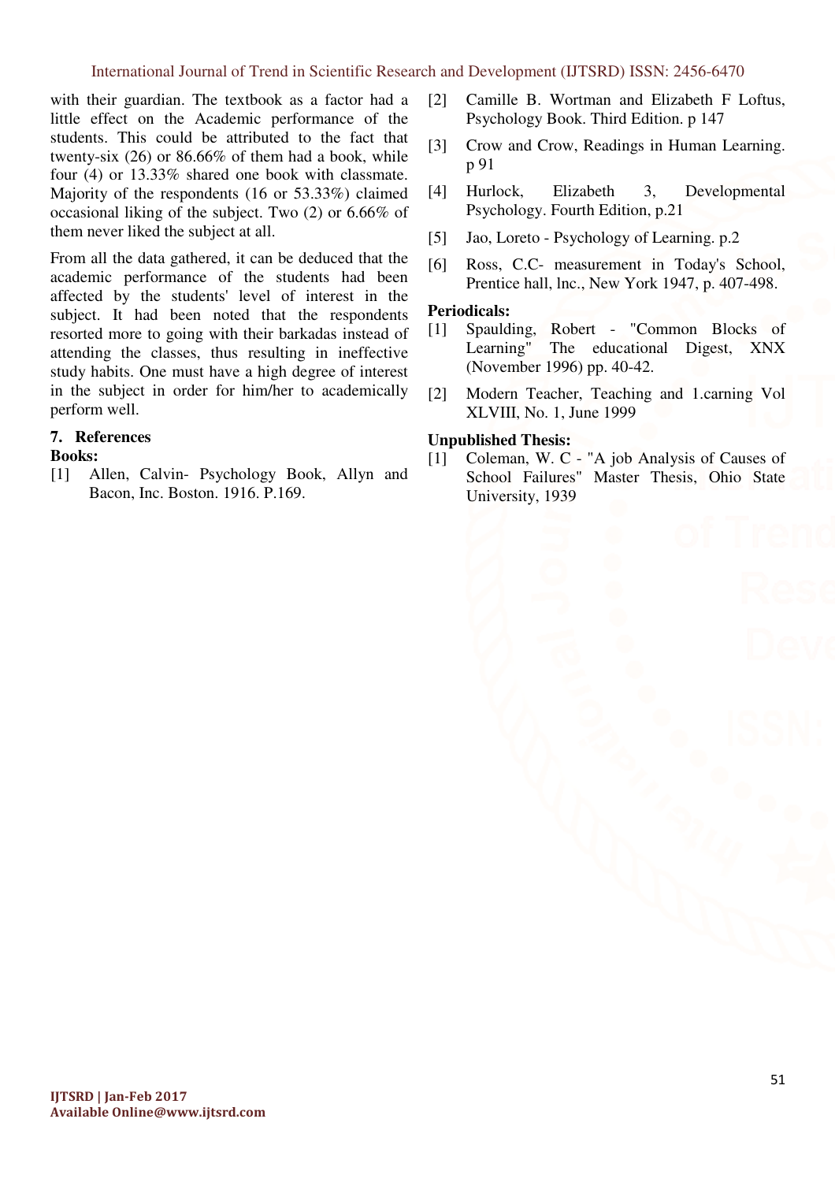with their guardian. The textbook as a factor had a little effect on the Academic performance of the students. This could be attributed to the fact that twenty-six (26) or 86.66% of them had a book, while four (4) or 13.33% shared one book with classmate. Majority of the respondents (16 or 53.33%) claimed occasional liking of the subject. Two (2) or 6.66% of them never liked the subject at all.

From all the data gathered, it can be deduced that the academic performance of the students had been affected by the students' level of interest in the subject. It had been noted that the respondents resorted more to going with their barkadas instead of attending the classes, thus resulting in ineffective study habits. One must have a high degree of interest in the subject in order for him/her to academically perform well.

## 7. References

**Books:**

[1] Allen, Calvin- Psychology Book, Allyn and Bacon, Inc. Boston. 1916. P.169.

[2] Camille B. Wortman and Elizabeth F Loftus, Psychology Book. Third Edition. p 147

[3] Crow and Crow, Readings in Human Learning. p 91

[4] Hurlock, Elizabeth 3, Developmental Psychology. Fourth Edition, p.21

[5] Jao, Loreto - Psychology of Learning. p.2

[6] Ross, C.C- measurement in Today's School, Prentice hall, lnc., New York 1947, p. 407-498.

**Periodicals:**

[1] Spaulding, Robert - "Common Blocks of Learning" The educational Digest, XNX (November 1996) pp. 40-42.

[2] Modern Teacher, Teaching and 1.carning Vol XLVIII, No. 1, June 1999

**Unpublished Thesis:**

[1] Coleman, W. C - "A job Analysis of Causes of School Failures" Master Thesis, Ohio State University, 1939